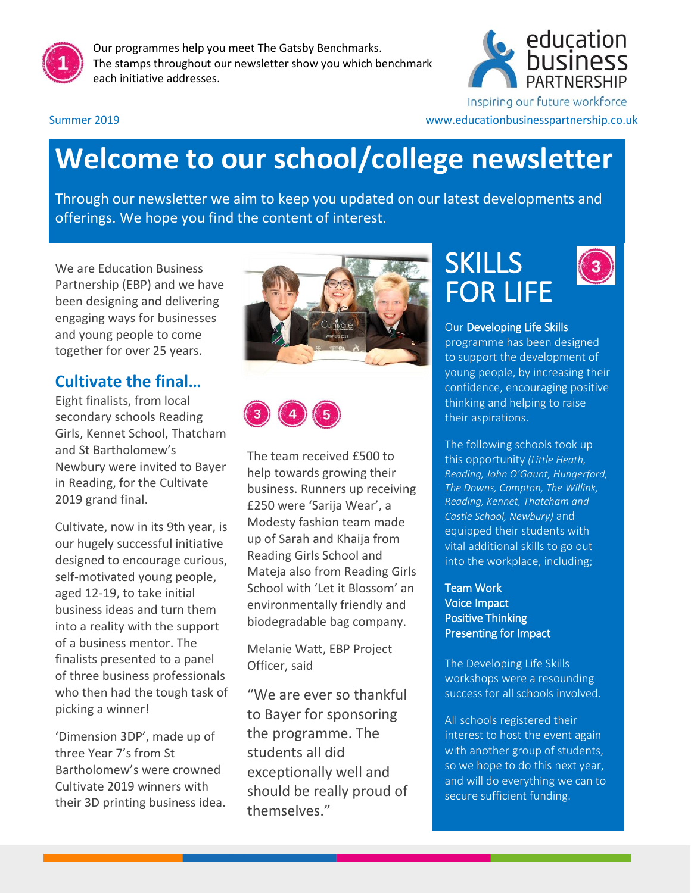Our programmes help you meet The Gatsby Benchmarks. The stamps throughout our newsletter show you which benchmark each initiative addresses.

education business PARTNERSHIP

Inspiring our future workforce

Summer 2019

www.educationbusinesspartnership.co.uk

# Welcome to our school/college newsletter

Through our newsletter we aim to keep you updated on our latest developments and offerings. We hope you find the content of interest.

We are Education Business Partnership (EBP) and we have been designing and delivering engaging ways for businesses and young people to come together for over 25 years.

## Cultivate the final…

Eight finalists, from local secondary schools Reading Girls, Kennet School, Thatcham and St Bartholomew's Newbury were invited to Bayer in Reading, for the Cultivate 2019 grand final.

Cultivate, now in its 9th year, is our hugely successful initiative designed to encourage curious, self-motivated young people, aged 12-19, to take initial business ideas and turn them into a reality with the support of a business mentor. The finalists presented to a panel of three business professionals who then had the tough task of picking a winner!

'Dimension 3DP', made up of three Year 7's from St Bartholomew's were crowned Cultivate 2019 winners with their 3D printing business idea.

The team received £500 to help towards growing their business. Runners up receiving £250 were 'Sarija Wear', a Modesty fashion team made up of Sarah and Khaija from Reading Girls School and Mateja also from Reading Girls School with 'Let it Blossom' an environmentally friendly and biodegradable bag company.

Melanie Watt, EBP Project Officer, said

"We are ever so thankful to Bayer for sponsoring the programme. The students all did exceptionally well and should be really proud of themselves."

## SKILLS FOR LIFE

Our **Developing Life Skills** programme has been designed to support the development of young people, by increasing their confidence, encouraging positive thinking and helping to raise their aspirations.

The following schools took up this opportunity *(Little Heath, Reading, John O'Gaunt, Hungerford, The Downs, Compton, The Willink, Reading, Kennet, Thatcham and Castle School, Newbury)* and equipped their students with vital additional skills to go out into the workplace, including;

**Team Work**
**Voice Impact**
**Positive Thinking**
**Presenting for Impact**

The Developing Life Skills workshops were a resounding success for all schools involved.

All schools registered their interest to host the event again with another group of students, so we hope to do this next year, and will do everything we can to secure sufficient funding.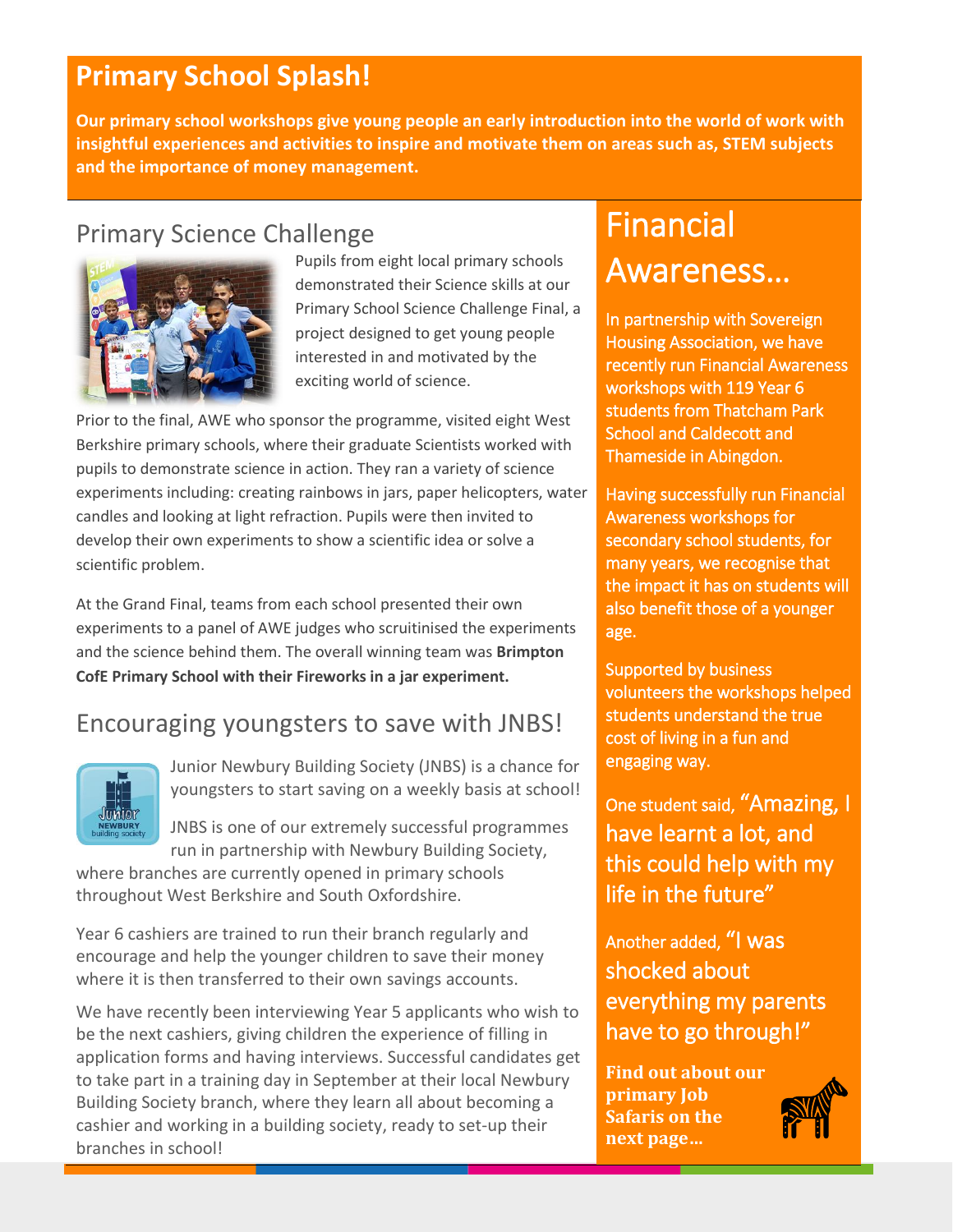# Primary School Splash!

**Our primary school workshops give young people an early introduction into the world of work with insightful experiences and activities to inspire and motivate them on areas such as, STEM subjects and the importance of money management.**

## Primary Science Challenge

Pupils from eight local primary schools demonstrated their Science skills at our Primary School Science Challenge Final, a project designed to get young people interested in and motivated by the exciting world of science.

Prior to the final, AWE who sponsor the programme, visited eight West Berkshire primary schools, where their graduate Scientists worked with pupils to demonstrate science in action. They ran a variety of science experiments including: creating rainbows in jars, paper helicopters, water candles and looking at light refraction. Pupils were then invited to develop their own experiments to show a scientific idea or solve a scientific problem.

At the Grand Final, teams from each school presented their own experiments to a panel of AWE judges who scruitinised the experiments and the science behind them. The overall winning team was **Brimpton CofE Primary School with their Fireworks in a jar experiment.**

## Encouraging youngsters to save with JNBS!

Junior Newbury Building Society (JNBS) is a chance for youngsters to start saving on a weekly basis at school!

JNBS is one of our extremely successful programmes run in partnership with Newbury Building Society, where branches are currently opened in primary schools throughout West Berkshire and South Oxfordshire.

Year 6 cashiers are trained to run their branch regularly and encourage and help the younger children to save their money where it is then transferred to their own savings accounts.

We have recently been interviewing Year 5 applicants who wish to be the next cashiers, giving children the experience of filling in application forms and having interviews. Successful candidates get to take part in a training day in September at their local Newbury Building Society branch, where they learn all about becoming a cashier and working in a building society, ready to set-up their branches in school!

## Financial Awareness…

In partnership with Sovereign Housing Association, we have recently run Financial Awareness workshops with 119 Year 6 students from Thatcham Park School and Caldecott and Thameside in Abingdon.

Having successfully run Financial Awareness workshops for secondary school students, for many years, we recognise that the impact it has on students will also benefit those of a younger age.

Supported by business volunteers the workshops helped students understand the true cost of living in a fun and engaging way.

One student said, "Amazing, I have learnt a lot, and this could help with my life in the future"

Another added, "I was shocked about everything my parents have to go through!"

**Find out about our primary Job Safaris on the next page…**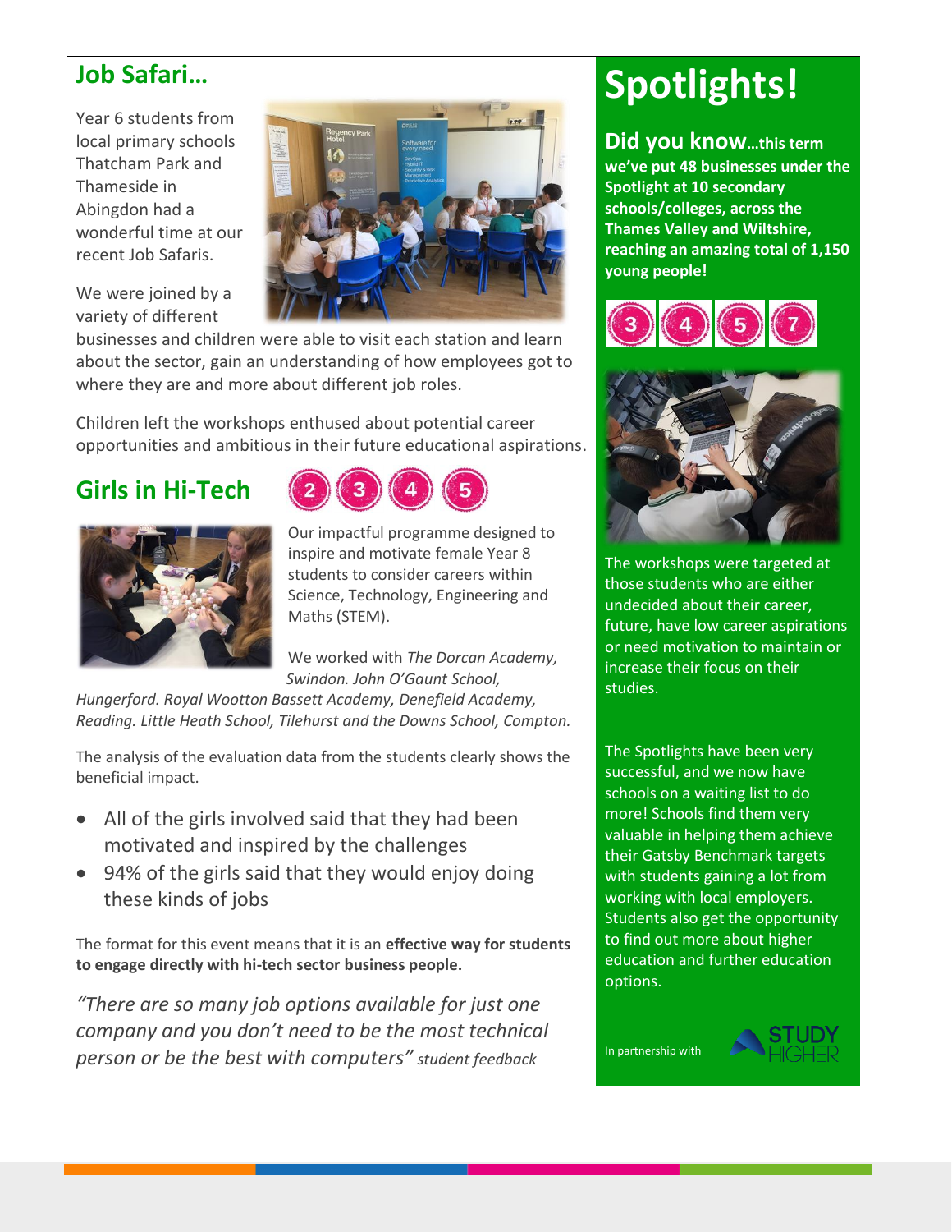## Job Safari…

Year 6 students from local primary schools Thatcham Park and Thameside in Abingdon had a wonderful time at our recent Job Safaris.

We were joined by a variety of different businesses and children were able to visit each station and learn about the sector, gain an understanding of how employees got to where they are and more about different job roles.

Children left the workshops enthused about potential career opportunities and ambitious in their future educational aspirations.

## Girls in Hi-Tech

2 3 4 5

Our impactful programme designed to inspire and motivate female Year 8 students to consider careers within Science, Technology, Engineering and Maths (STEM).

We worked with *The Dorcan Academy, Swindon. John O'Gaunt School, Hungerford. Royal Wootton Bassett Academy, Denefield Academy, Reading. Little Heath School, Tilehurst and the Downs School, Compton.*

The analysis of the evaluation data from the students clearly shows the beneficial impact.

- All of the girls involved said that they had been motivated and inspired by the challenges
- 94% of the girls said that they would enjoy doing these kinds of jobs

The format for this event means that it is an **effective way for students to engage directly with hi-tech sector business people.**

*"There are so many job options available for just one company and you don't need to be the most technical person or be the best with computers"* *student feedback*

# Spotlights!

**Did you know…this term we've put 48 businesses under the Spotlight at 10 secondary schools/colleges, across the Thames Valley and Wiltshire, reaching an amazing total of 1,150 young people!**

3 4 5 7

The workshops were targeted at those students who are either undecided about their career, future, have low career aspirations or need motivation to maintain or increase their focus on their studies.

The Spotlights have been very successful, and we now have schools on a waiting list to do more! Schools find them very valuable in helping them achieve their Gatsby Benchmark targets with students gaining a lot from working with local employers. Students also get the opportunity to find out more about higher education and further education options.

In partnership with STUDY HIGHER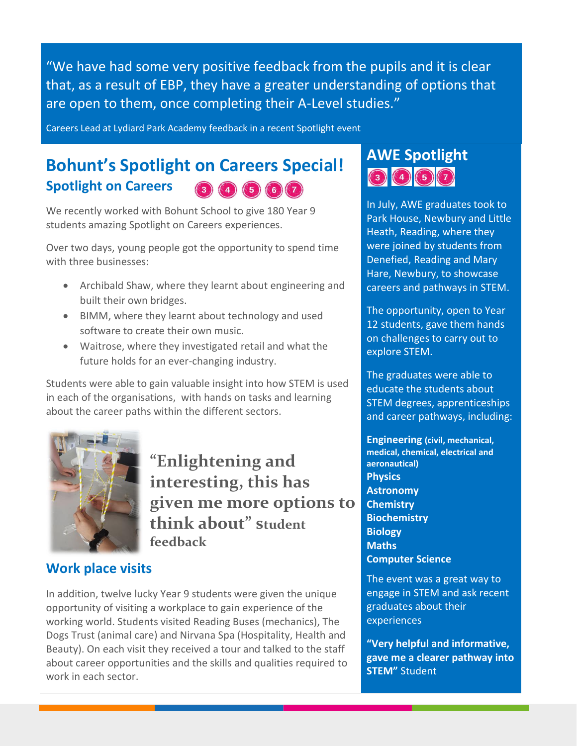"We have had some very positive feedback from the pupils and it is clear that, as a result of EBP, they have a greater understanding of options that are open to them, once completing their A-Level studies."

Careers Lead at Lydiard Park Academy feedback in a recent Spotlight event

## Bohunt's Spotlight on Careers Special!

### Spotlight on Careers

3 4 5 6 7

We recently worked with Bohunt School to give 180 Year 9 students amazing Spotlight on Careers experiences.

Over two days, young people got the opportunity to spend time with three businesses:

- Archibald Shaw, where they learnt about engineering and built their own bridges.
- BIMM, where they learnt about technology and used software to create their own music.
- Waitrose, where they investigated retail and what the future holds for an ever-changing industry.

Students were able to gain valuable insight into how STEM is used in each of the organisations, with hands on tasks and learning about the career paths within the different sectors.

**"Enlightening and interesting, this has given me more options to think about"** **Student feedback**

### Work place visits

In addition, twelve lucky Year 9 students were given the unique opportunity of visiting a workplace to gain experience of the working world. Students visited Reading Buses (mechanics), The Dogs Trust (animal care) and Nirvana Spa (Hospitality, Health and Beauty). On each visit they received a tour and talked to the staff about career opportunities and the skills and qualities required to work in each sector.

## AWE Spotlight

3 4 5 7

In July, AWE graduates took to Park House, Newbury and Little Heath, Reading, where they were joined by students from Denefied, Reading and Mary Hare, Newbury, to showcase careers and pathways in STEM.

The opportunity, open to Year 12 students, gave them hands on challenges to carry out to explore STEM.

The graduates were able to educate the students about STEM degrees, apprenticeships and career pathways, including:

**Engineering** **(civil, mechanical, medical, chemical, electrical and aeronautical)**
**Physics**
**Astronomy**
**Chemistry**
**Biochemistry**
**Biology**
**Maths**
**Computer Science**

The event was a great way to engage in STEM and ask recent graduates about their experiences

**"Very helpful and informative, gave me a clearer pathway into STEM"** Student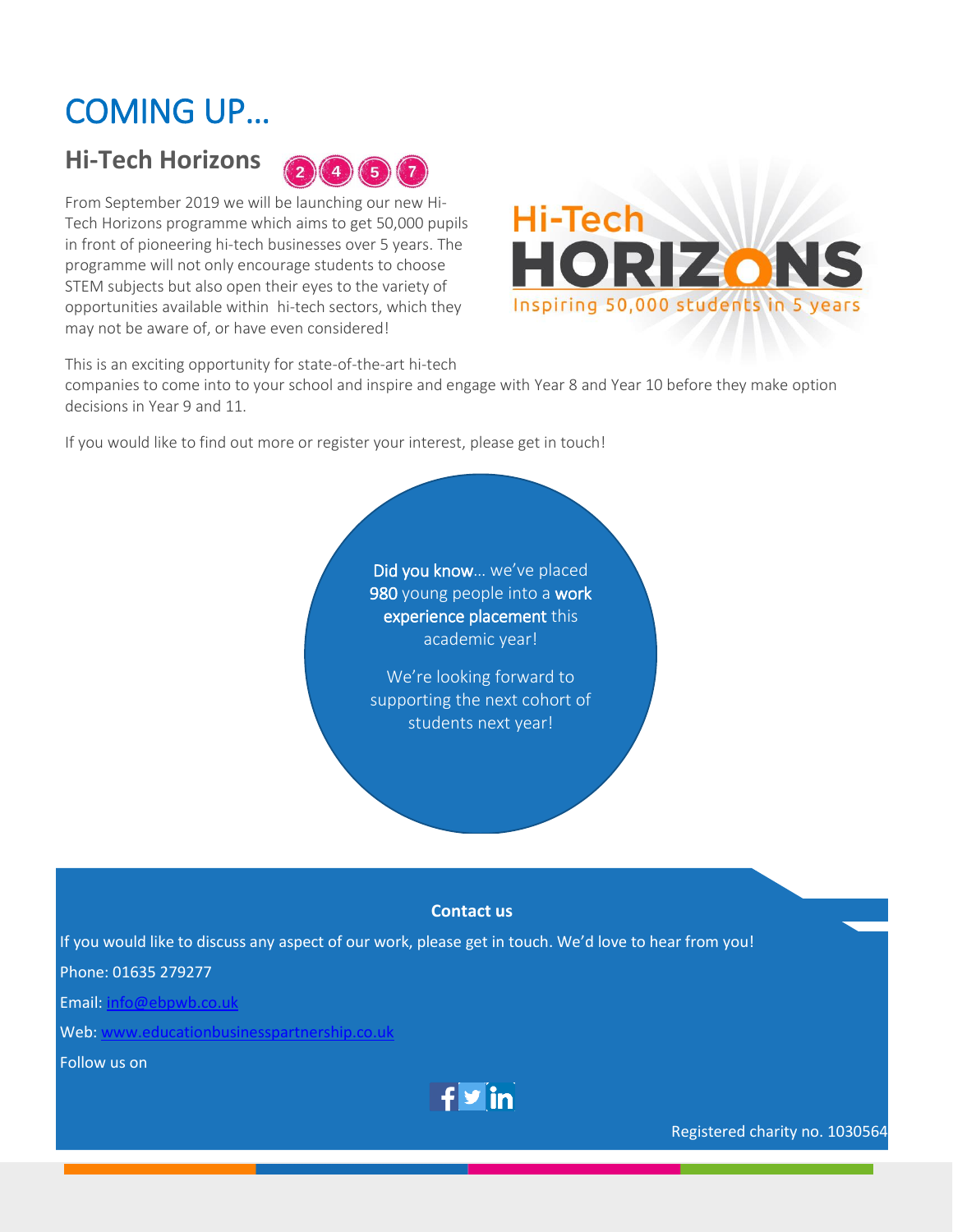# COMING UP…

## Hi-Tech Horizons

2 4 5 7

From September 2019 we will be launching our new Hi-Tech Horizons programme which aims to get 50,000 pupils in front of pioneering hi-tech businesses over 5 years. The programme will not only encourage students to choose STEM subjects but also open their eyes to the variety of opportunities available within hi-tech sectors, which they may not be aware of, or have even considered!

Hi-Tech HORIZONS

Inspiring 50,000 students in 5 years

This is an exciting opportunity for state-of-the-art hi-tech companies to come into to your school and inspire and engage with Year 8 and Year 10 before they make option decisions in Year 9 and 11.

If you would like to find out more or register your interest, please get in touch!

**Did you know**… we've placed **980** young people into a **work experience placement** this academic year!

We're looking forward to supporting the next cohort of students next year!

**Contact us**

If you would like to discuss any aspect of our work, please get in touch. We'd love to hear from you!

Phone: 01635 279277

Email: info@ebpwb.co.uk

Web: www.educationbusinesspartnership.co.uk

Follow us on

Registered charity no. 1030564